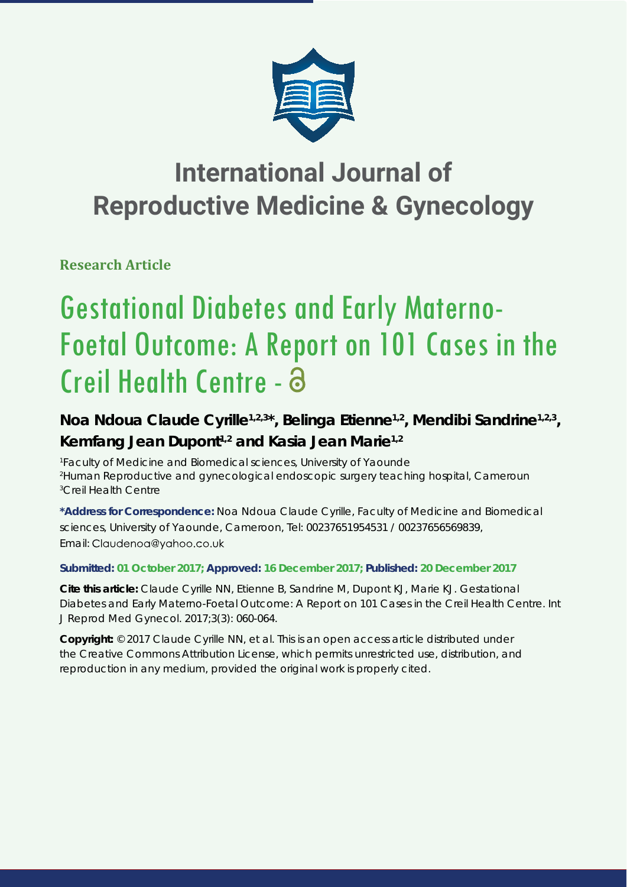# International Journal of Reproductive Medicine & Gynecology

**Research Article**

# Gestational Diabetes and Early Materno-Foetal Outcome: A Report on 101 Cases in the Creil Health Centre -

**Noa Ndoua Claude Cyrille[1,2,3]*, Belinga Etienne[1,2], Mendibi Sandrine[1,2,3], Kemfang Jean Dupont[1,2] and Kasia Jean Marie[1,2]**

[1]Faculty of Medicine and Biomedical sciences, University of Yaounde
[2]Human Reproductive and gynecological endoscopic surgery teaching hospital, Cameroun
[3]Creil Health Centre

**\*Address for Correspondence:** Noa Ndoua Claude Cyrille, Faculty of Medicine and Biomedical sciences, University of Yaounde, Cameroon, Tel: 00237651954531 / 00237656569839, Email: Claudenoa@yahoo.co.uk

**Submitted: 01 October 2017; Approved: 16 December 2017; Published: 20 December 2017**

**Cite this article:** Claude Cyrille NN, Etienne B, Sandrine M, Dupont KJ, Marie KJ. Gestational Diabetes and Early Materno-Foetal Outcome: A Report on 101 Cases in the Creil Health Centre. Int J Reprod Med Gynecol. 2017;3(3): 060-064.

**Copyright:** © 2017 Claude Cyrille NN, et al. This is an open access article distributed under the Creative Commons Attribution License, which permits unrestricted use, distribution, and reproduction in any medium, provided the original work is properly cited.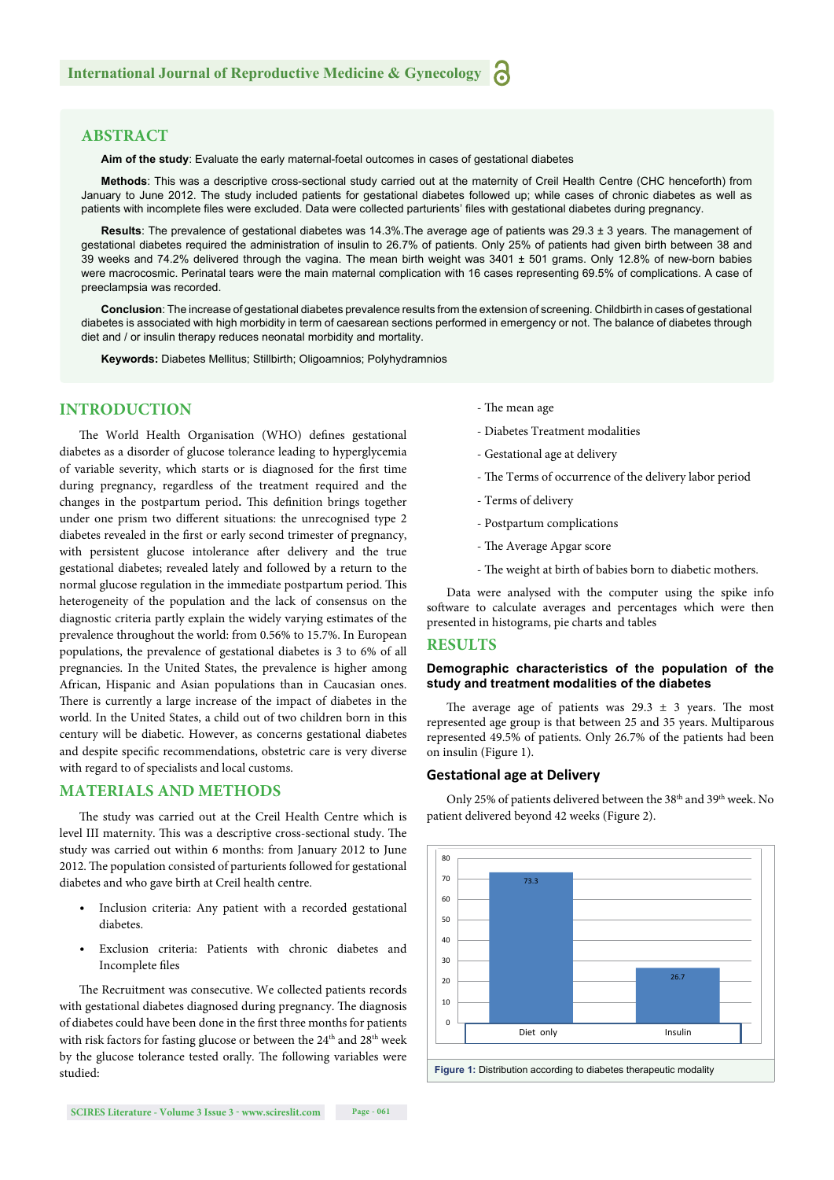## ABSTRACT

**Aim of the study**: Evaluate the early maternal-foetal outcomes in cases of gestational diabetes

**Methods**: This was a descriptive cross-sectional study carried out at the maternity of Creil Health Centre (CHC henceforth) from January to June 2012. The study included patients for gestational diabetes followed up; while cases of chronic diabetes as well as patients with incomplete files were excluded. Data were collected parturients' files with gestational diabetes during pregnancy.

**Results**: The prevalence of gestational diabetes was 14.3%.The average age of patients was 29.3 ± 3 years. The management of gestational diabetes required the administration of insulin to 26.7% of patients. Only 25% of patients had given birth between 38 and 39 weeks and 74.2% delivered through the vagina. The mean birth weight was 3401 ± 501 grams. Only 12.8% of new-born babies were macrocosmic. Perinatal tears were the main maternal complication with 16 cases representing 69.5% of complications. A case of preeclampsia was recorded.

**Conclusion**: The increase of gestational diabetes prevalence results from the extension of screening. Childbirth in cases of gestational diabetes is associated with high morbidity in term of caesarean sections performed in emergency or not. The balance of diabetes through diet and / or insulin therapy reduces neonatal morbidity and mortality.

**Keywords:** Diabetes Mellitus; Stillbirth; Oligoamnios; Polyhydramnios

## INTRODUCTION

The World Health Organisation (WHO) defines gestational diabetes as a disorder of glucose tolerance leading to hyperglycemia of variable severity, which starts or is diagnosed for the first time during pregnancy, regardless of the treatment required and the changes in the postpartum period. This definition brings together under one prism two different situations: the unrecognised type 2 diabetes revealed in the first or early second trimester of pregnancy, with persistent glucose intolerance after delivery and the true gestational diabetes; revealed lately and followed by a return to the normal glucose regulation in the immediate postpartum period. This heterogeneity of the population and the lack of consensus on the diagnostic criteria partly explain the widely varying estimates of the prevalence throughout the world: from 0.56% to 15.7%. In European populations, the prevalence of gestational diabetes is 3 to 6% of all pregnancies. In the United States, the prevalence is higher among African, Hispanic and Asian populations than in Caucasian ones. There is currently a large increase of the impact of diabetes in the world. In the United States, a child out of two children born in this century will be diabetic. However, as concerns gestational diabetes and despite specific recommendations, obstetric care is very diverse with regard to of specialists and local customs.

## MATERIALS AND METHODS

The study was carried out at the Creil Health Centre which is level III maternity. This was a descriptive cross-sectional study. The study was carried out within 6 months: from January 2012 to June 2012. The population consisted of parturients followed for gestational diabetes and who gave birth at Creil health centre.

- Inclusion criteria: Any patient with a recorded gestational diabetes.
- Exclusion criteria: Patients with chronic diabetes and Incomplete files

The Recruitment was consecutive. We collected patients records with gestational diabetes diagnosed during pregnancy. The diagnosis of diabetes could have been done in the first three months for patients with risk factors for fasting glucose or between the 24th and 28th week by the glucose tolerance tested orally. The following variables were studied:

- The mean age
- Diabetes Treatment modalities
- Gestational age at delivery
- The Terms of occurrence of the delivery labor period
- Terms of delivery
- Postpartum complications
- The Average Apgar score
- The weight at birth of babies born to diabetic mothers.

Data were analysed with the computer using the spike info software to calculate averages and percentages which were then presented in histograms, pie charts and tables

## RESULTS

### Demographic characteristics of the population of the study and treatment modalities of the diabetes

The average age of patients was 29.3 ± 3 years. The most represented age group is that between 25 and 35 years. Multiparous represented 49.5% of patients. Only 26.7% of the patients had been on insulin (Figure 1).

### Gestational age at Delivery

Only 25% of patients delivered between the 38th and 39th week. No patient delivered beyond 42 weeks (Figure 2).

| | Diet only | Insulin |
|---|---|---|
| % | 73.3 | 26.7 |

**Figure 1:** Distribution according to diabetes therapeutic modality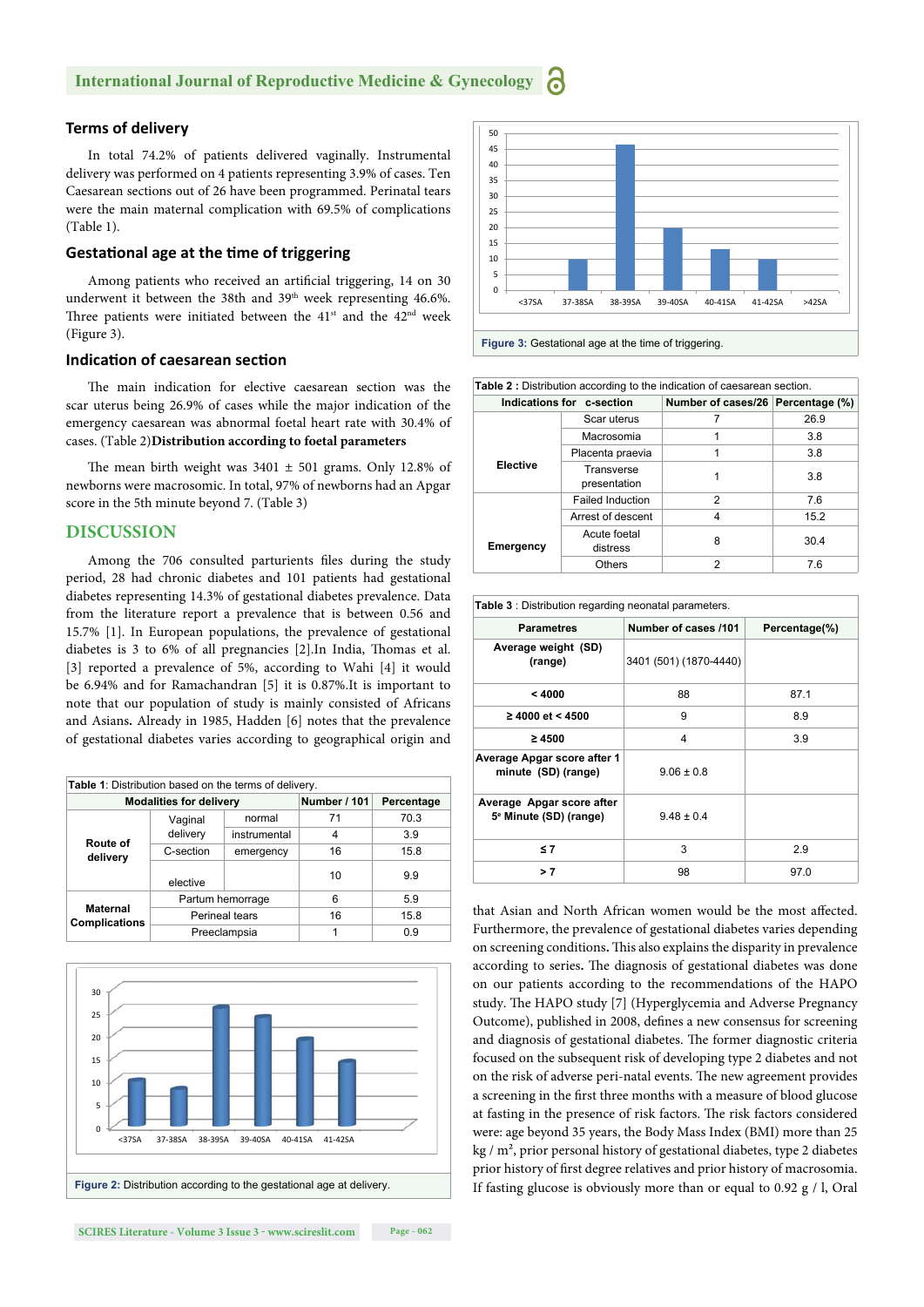### Terms of delivery

In total 74.2% of patients delivered vaginally. Instrumental delivery was performed on 4 patients representing 3.9% of cases. Ten Caesarean sections out of 26 have been programmed. Perinatal tears were the main maternal complication with 69.5% of complications (Table 1).

### Gestational age at the time of triggering

Among patients who received an artificial triggering, 14 on 30 underwent it between the 38th and 39th week representing 46.6%. Three patients were initiated between the 41st and the 42nd week (Figure 3).

### Indication of caesarean section

The main indication for elective caesarean section was the scar uterus being 26.9% of cases while the major indication of the emergency caesarean was abnormal foetal heart rate with 30.4% of cases. (Table 2)**Distribution according to foetal parameters**

The mean birth weight was 3401 ± 501 grams. Only 12.8% of newborns were macrosomic. In total, 97% of newborns had an Apgar score in the 5th minute beyond 7. (Table 3)

## DISCUSSION

Among the 706 consulted parturients files during the study period, 28 had chronic diabetes and 101 patients had gestational diabetes representing 14.3% of gestational diabetes prevalence. Data from the literature report a prevalence that is between 0.56 and 15.7% [1]. In European populations, the prevalence of gestational diabetes is 3 to 6% of all pregnancies [2].In India, Thomas et al. [3] reported a prevalence of 5%, according to Wahi [4] it would be 6.94% and for Ramachandran [5] it is 0.87%.It is important to note that our population of study is mainly consisted of Africans and Asians**.** Already in 1985, Hadden [6] notes that the prevalence of gestational diabetes varies according to geographical origin and that Asian and North African women would be the most affected. Furthermore, the prevalence of gestational diabetes varies depending on screening conditions**.** This also explains the disparity in prevalence according to series**.** The diagnosis of gestational diabetes was done on our patients according to the recommendations of the HAPO study. The HAPO study [7] (Hyperglycemia and Adverse Pregnancy Outcome), published in 2008, defines a new consensus for screening and diagnosis of gestational diabetes. The former diagnostic criteria focused on the subsequent risk of developing type 2 diabetes and not on the risk of adverse peri-natal events. The new agreement provides a screening in the first three months with a measure of blood glucose at fasting in the presence of risk factors. The risk factors considered were: age beyond 35 years, the Body Mass Index (BMI) more than 25 kg / m$^2$, prior personal history of gestational diabetes, type 2 diabetes prior history of first degree relatives and prior history of macrosomia. If fasting glucose is obviously more than or equal to 0.92 g / l, Oral

**Table 1**: Distribution based on the terms of delivery.

| Modalities for delivery | | | Number / 101 | Percentage |
|---|---|---|---|---|
| Route of delivery | Vaginal delivery | normal | 71 | 70.3 |
| | | instrumental | 4 | 3.9 |
| | C-section | emergency | 16 | 15.8 |
| | | elective | 10 | 9.9 |
| Maternal Complications | Partum hemorrage | | 6 | 5.9 |
| | Perineal tears | | 16 | 15.8 |
| | Preeclampsia | | 1 | 0.9 |

**Figure 2:** Distribution according to the gestational age at delivery.

**Figure 3:** Gestational age at the time of triggering.

**Table 2** : Distribution according to the indication of caesarean section.

| Indications for c-section | | Number of cases/26 | Percentage (%) |
|---|---|---|---|
| Elective | Scar uterus | 7 | 26.9 |
| | Macrosomia | 1 | 3.8 |
| | Placenta praevia | 1 | 3.8 |
| | Transverse presentation | 1 | 3.8 |
| Emergency | Failed Induction | 2 | 7.6 |
| | Arrest of descent | 4 | 15.2 |
| | Acute foetal distress | 8 | 30.4 |
| | Others | 2 | 7.6 |

**Table 3** : Distribution regarding neonatal parameters.

| Parametres | Number of cases /101 | Percentage(%) |
|---|---|---|
| Average weight (SD) (range) | 3401 (501) (1870-4440) | |
| < 4000 | 88 | 87.1 |
| ≥ 4000 et < 4500 | 9 | 8.9 |
| ≥ 4500 | 4 | 3.9 |
| Average Apgar score after 1 minute (SD) (range) | 9.06 ± 0.8 | |
| Average Apgar score after 5e Minute (SD) (range) | 9.48 ± 0.4 | |
| ≤ 7 | 3 | 2.9 |
| > 7 | 98 | 97.0 |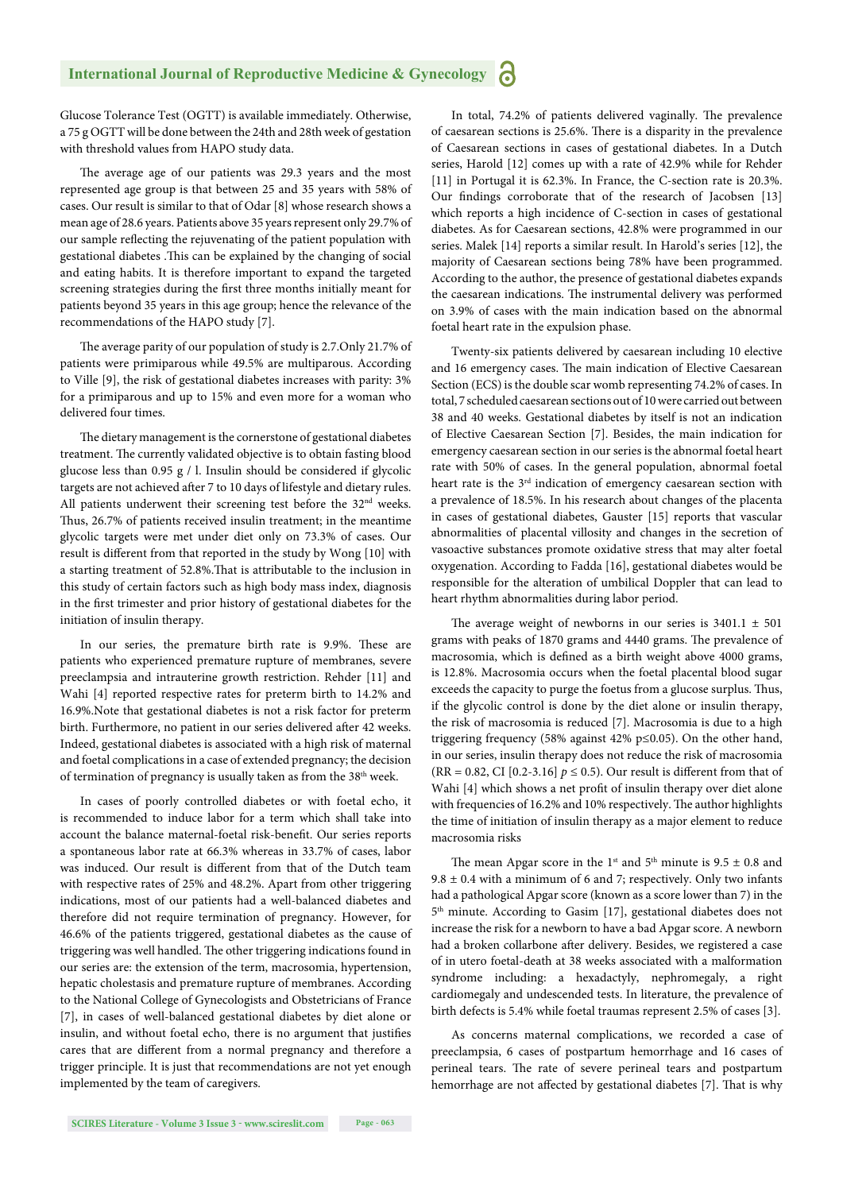Glucose Tolerance Test (OGTT) is available immediately. Otherwise, a 75 g OGTT will be done between the 24th and 28th week of gestation with threshold values from HAPO study data.

The average age of our patients was 29.3 years and the most represented age group is that between 25 and 35 years with 58% of cases. Our result is similar to that of Odar [8] whose research shows a mean age of 28.6 years. Patients above 35 years represent only 29.7% of our sample reflecting the rejuvenating of the patient population with gestational diabetes .This can be explained by the changing of social and eating habits. It is therefore important to expand the targeted screening strategies during the first three months initially meant for patients beyond 35 years in this age group; hence the relevance of the recommendations of the HAPO study [7].

The average parity of our population of study is 2.7.Only 21.7% of patients were primiparous while 49.5% are multiparous. According to Ville [9], the risk of gestational diabetes increases with parity: 3% for a primiparous and up to 15% and even more for a woman who delivered four times.

The dietary management is the cornerstone of gestational diabetes treatment. The currently validated objective is to obtain fasting blood glucose less than 0.95 g / l. Insulin should be considered if glycolic targets are not achieved after 7 to 10 days of lifestyle and dietary rules. All patients underwent their screening test before the 32[nd] weeks. Thus, 26.7% of patients received insulin treatment; in the meantime glycolic targets were met under diet only on 73.3% of cases. Our result is different from that reported in the study by Wong [10] with a starting treatment of 52.8%.That is attributable to the inclusion in this study of certain factors such as high body mass index, diagnosis in the first trimester and prior history of gestational diabetes for the initiation of insulin therapy.

In our series, the premature birth rate is 9.9%. These are patients who experienced premature rupture of membranes, severe preeclampsia and intrauterine growth restriction. Rehder [11] and Wahi [4] reported respective rates for preterm birth to 14.2% and 16.9%.Note that gestational diabetes is not a risk factor for preterm birth. Furthermore, no patient in our series delivered after 42 weeks. Indeed, gestational diabetes is associated with a high risk of maternal and foetal complications in a case of extended pregnancy; the decision of termination of pregnancy is usually taken as from the 38[th] week.

In cases of poorly controlled diabetes or with foetal echo, it is recommended to induce labor for a term which shall take into account the balance maternal-foetal risk-benefit. Our series reports a spontaneous labor rate at 66.3% whereas in 33.7% of cases, labor was induced. Our result is different from that of the Dutch team with respective rates of 25% and 48.2%. Apart from other triggering indications, most of our patients had a well-balanced diabetes and therefore did not require termination of pregnancy. However, for 46.6% of the patients triggered, gestational diabetes as the cause of triggering was well handled. The other triggering indications found in our series are: the extension of the term, macrosomia, hypertension, hepatic cholestasis and premature rupture of membranes. According to the National College of Gynecologists and Obstetricians of France [7], in cases of well-balanced gestational diabetes by diet alone or insulin, and without foetal echo, there is no argument that justifies cares that are different from a normal pregnancy and therefore a trigger principle. It is just that recommendations are not yet enough implemented by the team of caregivers.

In total, 74.2% of patients delivered vaginally. The prevalence of caesarean sections is 25.6%. There is a disparity in the prevalence of Caesarean sections in cases of gestational diabetes. In a Dutch series, Harold [12] comes up with a rate of 42.9% while for Rehder [11] in Portugal it is 62.3%. In France, the C-section rate is 20.3%. Our findings corroborate that of the research of Jacobsen [13] which reports a high incidence of C-section in cases of gestational diabetes. As for Caesarean sections, 42.8% were programmed in our series. Malek [14] reports a similar result. In Harold's series [12], the majority of Caesarean sections being 78% have been programmed. According to the author, the presence of gestational diabetes expands the caesarean indications. The instrumental delivery was performed on 3.9% of cases with the main indication based on the abnormal foetal heart rate in the expulsion phase.

Twenty-six patients delivered by caesarean including 10 elective and 16 emergency cases. The main indication of Elective Caesarean Section (ECS) is the double scar womb representing 74.2% of cases. In total, 7 scheduled caesarean sections out of 10 were carried out between 38 and 40 weeks. Gestational diabetes by itself is not an indication of Elective Caesarean Section [7]. Besides, the main indication for emergency caesarean section in our series is the abnormal foetal heart rate with 50% of cases. In the general population, abnormal foetal heart rate is the 3[rd] indication of emergency caesarean section with a prevalence of 18.5%. In his research about changes of the placenta in cases of gestational diabetes, Gauster [15] reports that vascular abnormalities of placental villosity and changes in the secretion of vasoactive substances promote oxidative stress that may alter foetal oxygenation. According to Fadda [16], gestational diabetes would be responsible for the alteration of umbilical Doppler that can lead to heart rhythm abnormalities during labor period.

The average weight of newborns in our series is 3401.1 ± 501 grams with peaks of 1870 grams and 4440 grams. The prevalence of macrosomia, which is defined as a birth weight above 4000 grams, is 12.8%. Macrosomia occurs when the foetal placental blood sugar exceeds the capacity to purge the foetus from a glucose surplus. Thus, if the glycolic control is done by the diet alone or insulin therapy, the risk of macrosomia is reduced [7]. Macrosomia is due to a high triggering frequency (58% against 42% $p \leq 0.05$). On the other hand, in our series, insulin therapy does not reduce the risk of macrosomia (RR = 0.82, CI [0.2-3.16] $p \leq 0.5$). Our result is different from that of Wahi [4] which shows a net profit of insulin therapy over diet alone with frequencies of 16.2% and 10% respectively. The author highlights the time of initiation of insulin therapy as a major element to reduce macrosomia risks

The mean Apgar score in the 1[st] and 5[th] minute is 9.5 ± 0.8 and 9.8 ± 0.4 with a minimum of 6 and 7; respectively. Only two infants had a pathological Apgar score (known as a score lower than 7) in the 5[th] minute. According to Gasim [17], gestational diabetes does not increase the risk for a newborn to have a bad Apgar score. A newborn had a broken collarbone after delivery. Besides, we registered a case of in utero foetal-death at 38 weeks associated with a malformation syndrome including: a hexadactyly, nephromegaly, a right cardiomegaly and undescended tests. In literature, the prevalence of birth defects is 5.4% while foetal traumas represent 2.5% of cases [3].

As concerns maternal complications, we recorded a case of preeclampsia, 6 cases of postpartum hemorrhage and 16 cases of perineal tears. The rate of severe perineal tears and postpartum hemorrhage are not affected by gestational diabetes [7]. That is why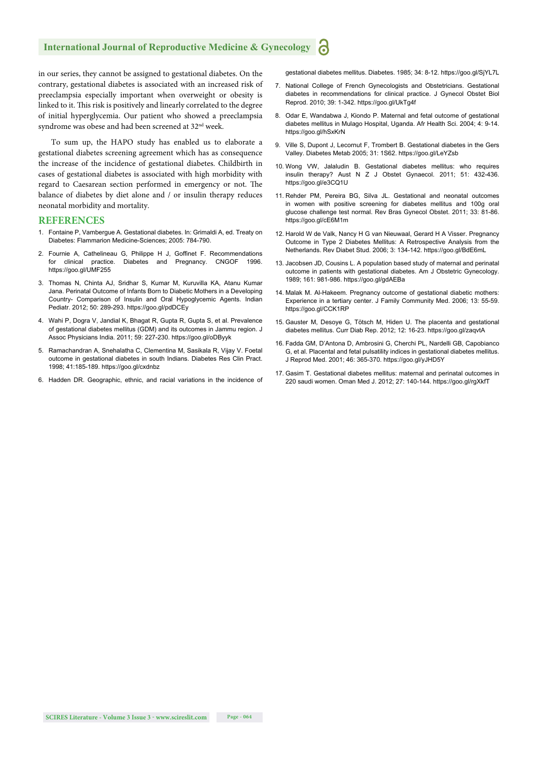in our series, they cannot be assigned to gestational diabetes. On the contrary, gestational diabetes is associated with an increased risk of preeclampsia especially important when overweight or obesity is linked to it. This risk is positively and linearly correlated to the degree of initial hyperglycemia. Our patient who showed a preeclampsia syndrome was obese and had been screened at 32nd week.

To sum up, the HAPO study has enabled us to elaborate a gestational diabetes screening agreement which has as consequence the increase of the incidence of gestational diabetes. Childbirth in cases of gestational diabetes is associated with high morbidity with regard to Caesarean section performed in emergency or not. The balance of diabetes by diet alone and / or insulin therapy reduces neonatal morbidity and mortality.

## REFERENCES

1. Fontaine P, Vambergue A. Gestational diabetes. In: Grimaldi A, ed. Treaty on Diabetes: Flammarion Medicine-Sciences; 2005: 784-790.
2. Fournie A, Cathelineau G, Philippe H J, Goffinet F. Recommendations for clinical practice. Diabetes and Pregnancy. CNGOF 1996. https://goo.gl/UMF255
3. Thomas N, Chinta AJ, Sridhar S, Kumar M, Kuruvilla KA, Atanu Kumar Jana. Perinatal Outcome of Infants Born to Diabetic Mothers in a Developing Country- Comparison of Insulin and Oral Hypoglycemic Agents. Indian Pediatr. 2012; 50: 289-293. https://goo.gl/pdDCEy
4. Wahi P, Dogra V, Jandial K, Bhagat R, Gupta R, Gupta S, et al. Prevalence of gestational diabetes mellitus (GDM) and its outcomes in Jammu region. J Assoc Physicians India. 2011; 59: 227-230. https://goo.gl/oDByyk
5. Ramachandran A, Snehalatha C, Clementina M, Sasikala R, Vijay V. Foetal outcome in gestational diabetes in south Indians. Diabetes Res Clin Pract. 1998; 41:185-189. https://goo.gl/cxdnbz
6. Hadden DR. Geographic, ethnic, and racial variations in the incidence of gestational diabetes mellitus. Diabetes. 1985; 34: 8-12. https://goo.gl/SjYL7L
7. National College of French Gynecologists and Obstetricians. Gestational diabetes in recommendations for clinical practice. J Gynecol Obstet Biol Reprod. 2010; 39: 1-342. https://goo.gl/UkTg4f
8. Odar E, Wandabwa J, Kiondo P. Maternal and fetal outcome of gestational diabetes mellitus in Mulago Hospital, Uganda. Afr Health Sci. 2004; 4: 9-14. https://goo.gl/hSxKrN
9. Ville S, Dupont J, Lecornut F, Trombert B. Gestational diabetes in the Gers Valley. Diabetes Metab 2005; 31: 1S62. https://goo.gl/LeYZsb
10. Wong VW, Jalaludin B. Gestational diabetes mellitus: who requires insulin therapy? Aust N Z J Obstet Gynaecol. 2011; 51: 432-436. https://goo.gl/e3CQ1U
11. Rehder PM, Pereira BG, Silva JL. Gestational and neonatal outcomes in women with positive screening for diabetes mellitus and 100g oral glucose challenge test normal. Rev Bras Gynecol Obstet. 2011; 33: 81-86. https://goo.gl/cE6M1m
12. Harold W de Valk, Nancy H G van Nieuwaal, Gerard H A Visser. Pregnancy Outcome in Type 2 Diabetes Mellitus: A Retrospective Analysis from the Netherlands. Rev Diabet Stud. 2006; 3: 134-142. https://goo.gl/BdE6mL
13. Jacobsen JD, Cousins L. A population based study of maternal and perinatal outcome in patients with gestational diabetes. Am J Obstetric Gynecology. 1989; 161: 981-986. https://goo.gl/gdAEBa
14. Malak M. Al-Hakeem. Pregnancy outcome of gestational diabetic mothers: Experience in a tertiary center. J Family Community Med. 2006; 13: 55-59. https://goo.gl/CCK1RP
15. Gauster M, Desoye G, Tötsch M, Hiden U. The placenta and gestational diabetes mellitus. Curr Diab Rep. 2012; 12: 16-23. https://goo.gl/zaqvtA
16. Fadda GM, D'Antona D, Ambrosini G, Cherchi PL, Nardelli GB, Capobianco G, et al. Placental and fetal pulsatility indices in gestational diabetes mellitus. J Reprod Med. 2001; 46: 365-370. https://goo.gl/yJHD5Y
17. Gasim T. Gestational diabetes mellitus: maternal and perinatal outcomes in 220 saudi women. Oman Med J. 2012; 27: 140-144. https://goo.gl/rgXkfT